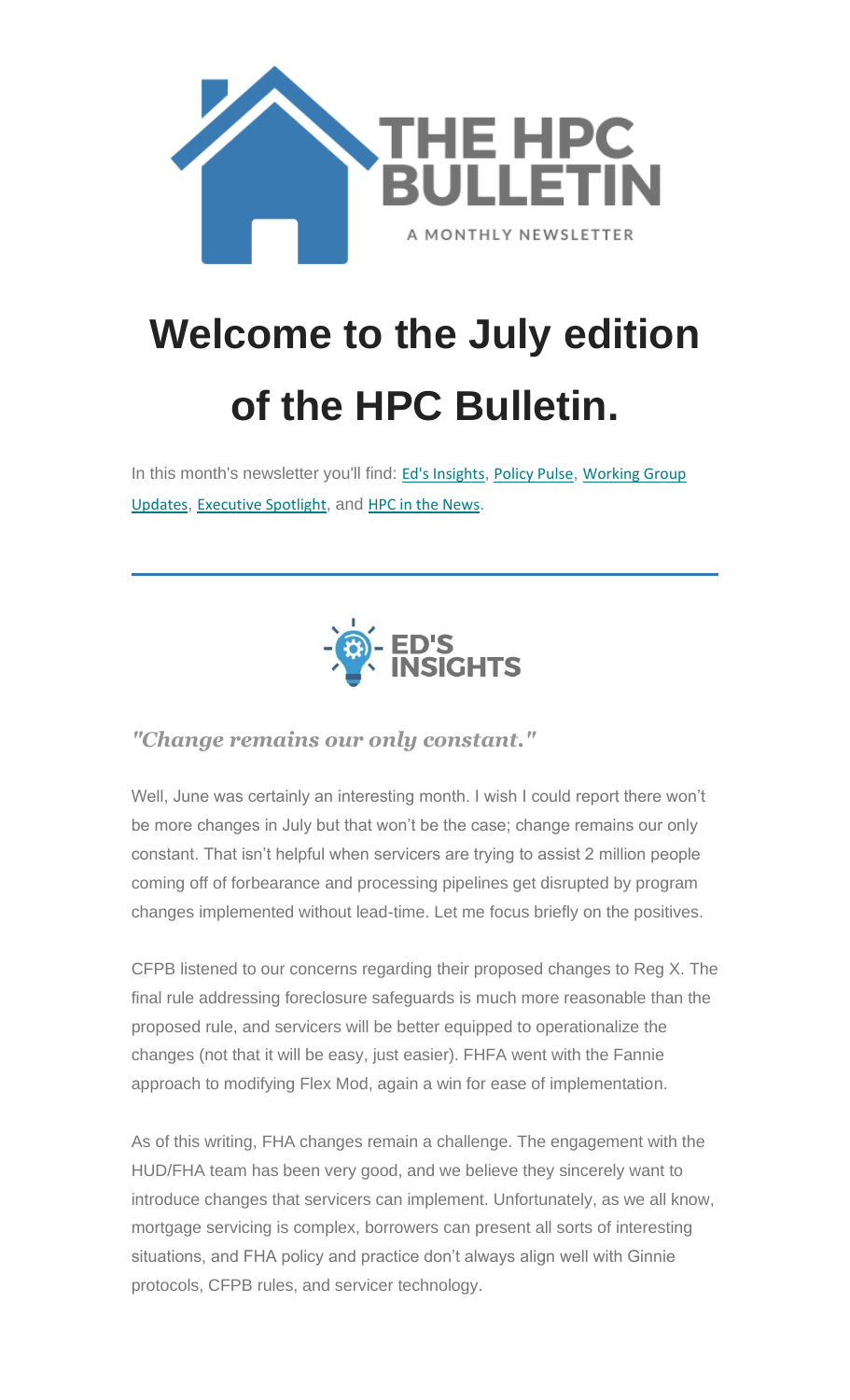# THE HPC BULLETIN

A MONTHLY NEWSLETTER

# Welcome to the July edition of the HPC Bulletin.

In this month's newsletter you'll find: Ed's Insights, Policy Pulse, Working Group Updates, Executive Spotlight, and HPC in the News.

---

## ED'S INSIGHTS

### *"Change remains our only constant."*

Well, June was certainly an interesting month. I wish I could report there won't be more changes in July but that won't be the case; change remains our only constant. That isn't helpful when servicers are trying to assist 2 million people coming off of forbearance and processing pipelines get disrupted by program changes implemented without lead-time. Let me focus briefly on the positives.

CFPB listened to our concerns regarding their proposed changes to Reg X. The final rule addressing foreclosure safeguards is much more reasonable than the proposed rule, and servicers will be better equipped to operationalize the changes (not that it will be easy, just easier). FHFA went with the Fannie approach to modifying Flex Mod, again a win for ease of implementation.

As of this writing, FHA changes remain a challenge. The engagement with the HUD/FHA team has been very good, and we believe they sincerely want to introduce changes that servicers can implement. Unfortunately, as we all know, mortgage servicing is complex, borrowers can present all sorts of interesting situations, and FHA policy and practice don't always align well with Ginnie protocols, CFPB rules, and servicer technology.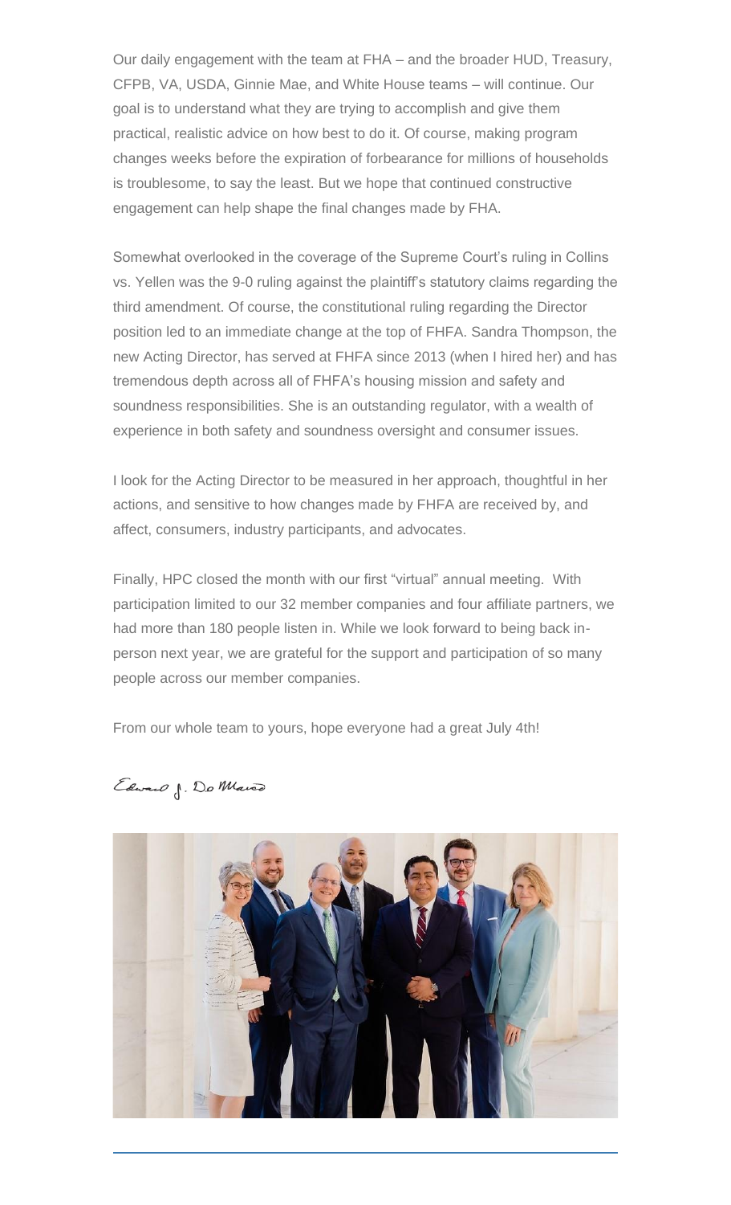Our daily engagement with the team at FHA – and the broader HUD, Treasury, CFPB, VA, USDA, Ginnie Mae, and White House teams – will continue. Our goal is to understand what they are trying to accomplish and give them practical, realistic advice on how best to do it. Of course, making program changes weeks before the expiration of forbearance for millions of households is troublesome, to say the least. But we hope that continued constructive engagement can help shape the final changes made by FHA.

Somewhat overlooked in the coverage of the Supreme Court's ruling in Collins vs. Yellen was the 9-0 ruling against the plaintiff's statutory claims regarding the third amendment. Of course, the constitutional ruling regarding the Director position led to an immediate change at the top of FHFA. Sandra Thompson, the new Acting Director, has served at FHFA since 2013 (when I hired her) and has tremendous depth across all of FHFA's housing mission and safety and soundness responsibilities. She is an outstanding regulator, with a wealth of experience in both safety and soundness oversight and consumer issues.

I look for the Acting Director to be measured in her approach, thoughtful in her actions, and sensitive to how changes made by FHFA are received by, and affect, consumers, industry participants, and advocates.

Finally, HPC closed the month with our first "virtual" annual meeting. With participation limited to our 32 member companies and four affiliate partners, we had more than 180 people listen in. While we look forward to being back in-person next year, we are grateful for the support and participation of so many people across our member companies.

From our whole team to yours, hope everyone had a great July 4th!

Edward J. DeMarco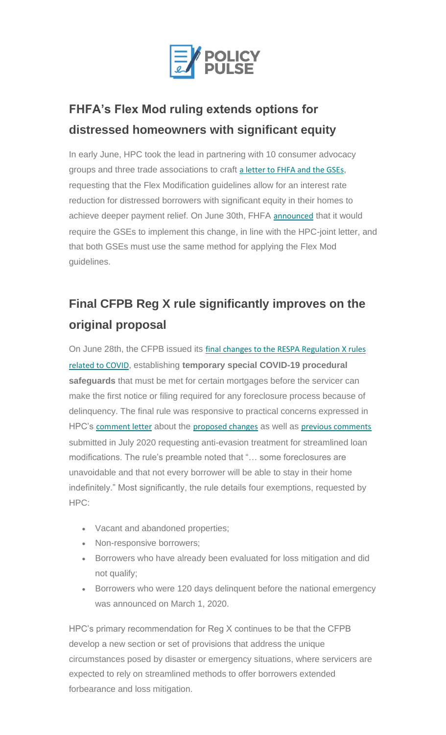## FHFA's Flex Mod ruling extends options for distressed homeowners with significant equity

In early June, HPC took the lead in partnering with 10 consumer advocacy groups and three trade associations to craft a letter to FHFA and the GSEs, requesting that the Flex Modification guidelines allow for an interest rate reduction for distressed borrowers with significant equity in their homes to achieve deeper payment relief. On June 30th, FHFA announced that it would require the GSEs to implement this change, in line with the HPC-joint letter, and that both GSEs must use the same method for applying the Flex Mod guidelines.

## Final CFPB Reg X rule significantly improves on the original proposal

On June 28th, the CFPB issued its final changes to the RESPA Regulation X rules related to COVID, establishing **temporary special COVID-19 procedural safeguards** that must be met for certain mortgages before the servicer can make the first notice or filing required for any foreclosure process because of delinquency. The final rule was responsive to practical concerns expressed in HPC's comment letter about the proposed changes as well as previous comments submitted in July 2020 requesting anti-evasion treatment for streamlined loan modifications. The rule's preamble noted that "… some foreclosures are unavoidable and that not every borrower will be able to stay in their home indefinitely." Most significantly, the rule details four exemptions, requested by HPC:

- Vacant and abandoned properties;
- Non-responsive borrowers;
- Borrowers who have already been evaluated for loss mitigation and did not qualify;
- Borrowers who were 120 days delinquent before the national emergency was announced on March 1, 2020.

HPC's primary recommendation for Reg X continues to be that the CFPB develop a new section or set of provisions that address the unique circumstances posed by disaster or emergency situations, where servicers are expected to rely on streamlined methods to offer borrowers extended forbearance and loss mitigation.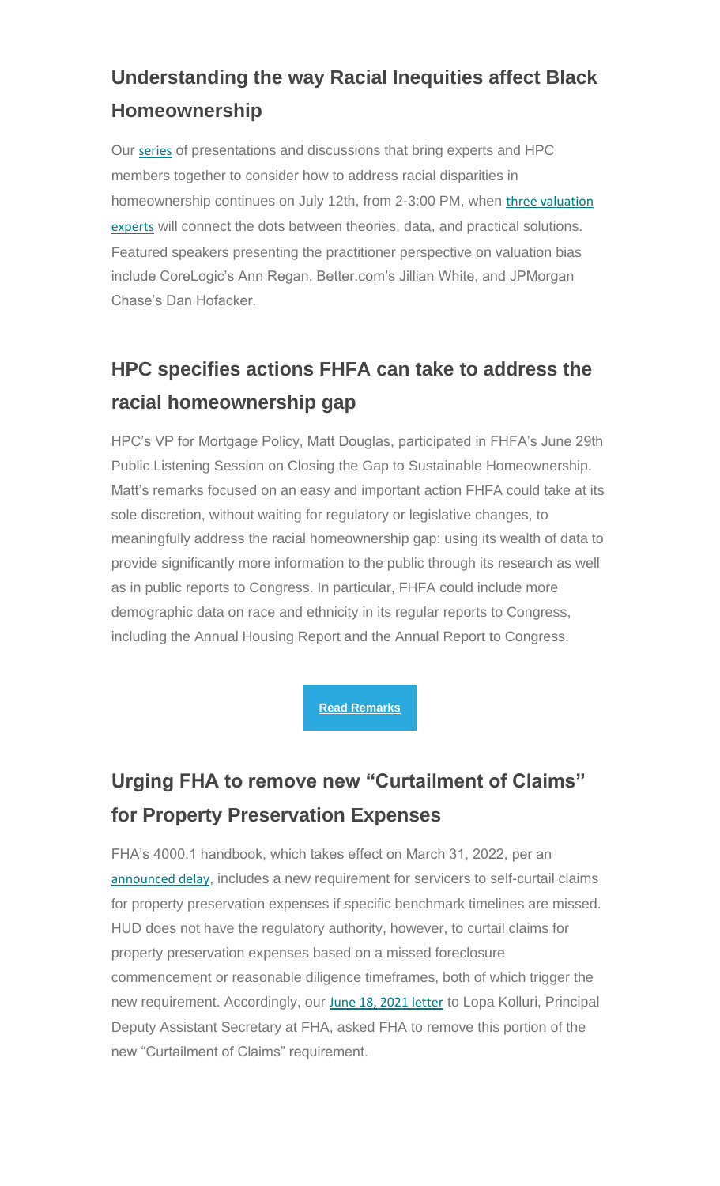## Understanding the way Racial Inequities affect Black Homeownership

Our series of presentations and discussions that bring experts and HPC members together to consider how to address racial disparities in homeownership continues on July 12th, from 2-3:00 PM, when three valuation experts will connect the dots between theories, data, and practical solutions. Featured speakers presenting the practitioner perspective on valuation bias include CoreLogic's Ann Regan, Better.com's Jillian White, and JPMorgan Chase's Dan Hofacker.

## HPC specifies actions FHFA can take to address the racial homeownership gap

HPC's VP for Mortgage Policy, Matt Douglas, participated in FHFA's June 29th Public Listening Session on Closing the Gap to Sustainable Homeownership. Matt's remarks focused on an easy and important action FHFA could take at its sole discretion, without waiting for regulatory or legislative changes, to meaningfully address the racial homeownership gap: using its wealth of data to provide significantly more information to the public through its research as well as in public reports to Congress. In particular, FHFA could include more demographic data on race and ethnicity in its regular reports to Congress, including the Annual Housing Report and the Annual Report to Congress.

**Read Remarks**

## Urging FHA to remove new "Curtailment of Claims" for Property Preservation Expenses

FHA's 4000.1 handbook, which takes effect on March 31, 2022, per an announced delay, includes a new requirement for servicers to self-curtail claims for property preservation expenses if specific benchmark timelines are missed. HUD does not have the regulatory authority, however, to curtail claims for property preservation expenses based on a missed foreclosure commencement or reasonable diligence timeframes, both of which trigger the new requirement. Accordingly, our June 18, 2021 letter to Lopa Kolluri, Principal Deputy Assistant Secretary at FHA, asked FHA to remove this portion of the new "Curtailment of Claims" requirement.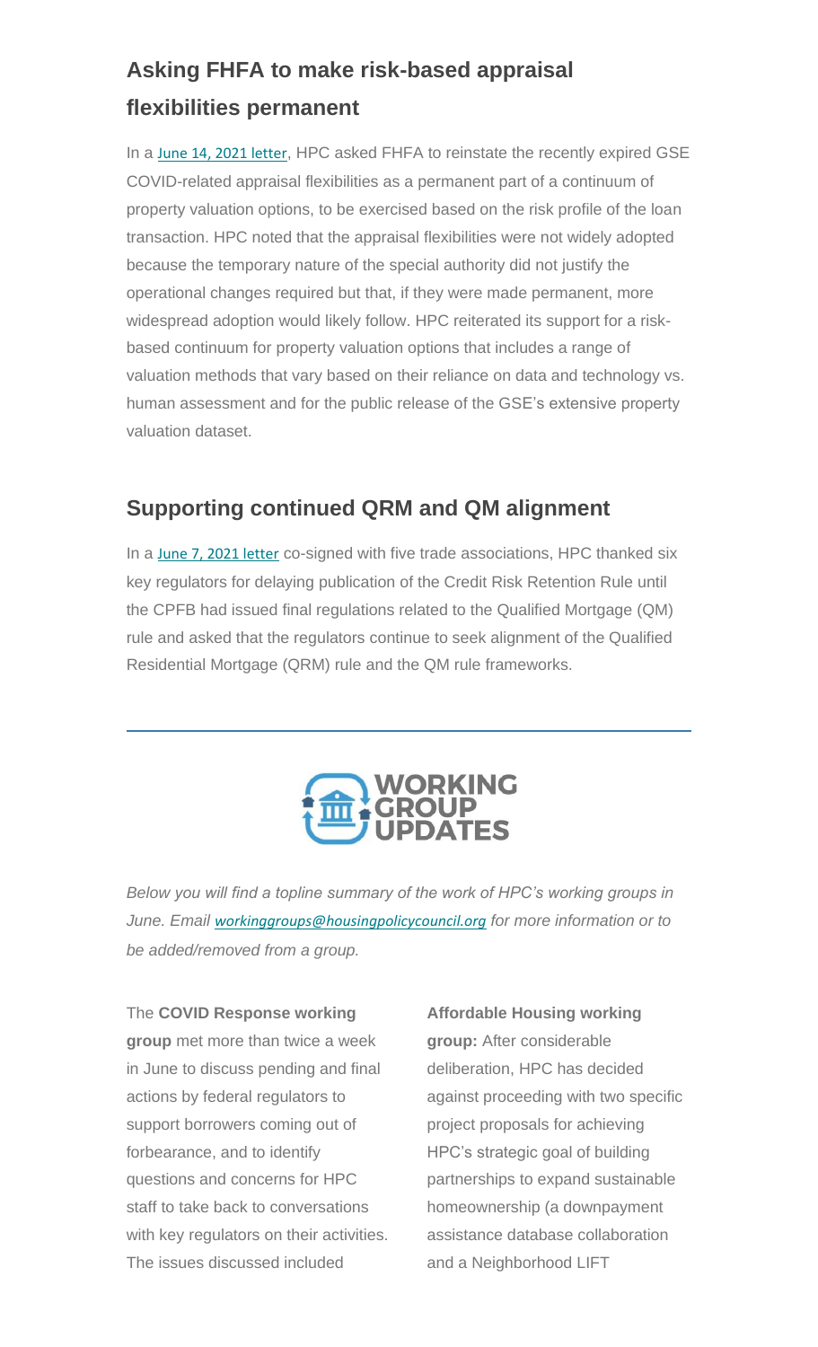## Asking FHFA to make risk-based appraisal flexibilities permanent

In a June 14, 2021 letter, HPC asked FHFA to reinstate the recently expired GSE COVID-related appraisal flexibilities as a permanent part of a continuum of property valuation options, to be exercised based on the risk profile of the loan transaction. HPC noted that the appraisal flexibilities were not widely adopted because the temporary nature of the special authority did not justify the operational changes required but that, if they were made permanent, more widespread adoption would likely follow. HPC reiterated its support for a risk-based continuum for property valuation options that includes a range of valuation methods that vary based on their reliance on data and technology vs. human assessment and for the public release of the GSE's extensive property valuation dataset.

## Supporting continued QRM and QM alignment

In a June 7, 2021 letter co-signed with five trade associations, HPC thanked six key regulators for delaying publication of the Credit Risk Retention Rule until the CPFB had issued final regulations related to the Qualified Mortgage (QM) rule and asked that the regulators continue to seek alignment of the Qualified Residential Mortgage (QRM) rule and the QM rule frameworks.

---

**WORKING GROUP UPDATES**

*Below you will find a topline summary of the work of HPC's working groups in June. Email workinggroups@housingpolicycouncil.org for more information or to be added/removed from a group.*

The **COVID Response working group** met more than twice a week in June to discuss pending and final actions by federal regulators to support borrowers coming out of forbearance, and to identify questions and concerns for HPC staff to take back to conversations with key regulators on their activities. The issues discussed included

**Affordable Housing working group:** After considerable deliberation, HPC has decided against proceeding with two specific project proposals for achieving HPC's strategic goal of building partnerships to expand sustainable homeownership (a downpayment assistance database collaboration and a Neighborhood LIFT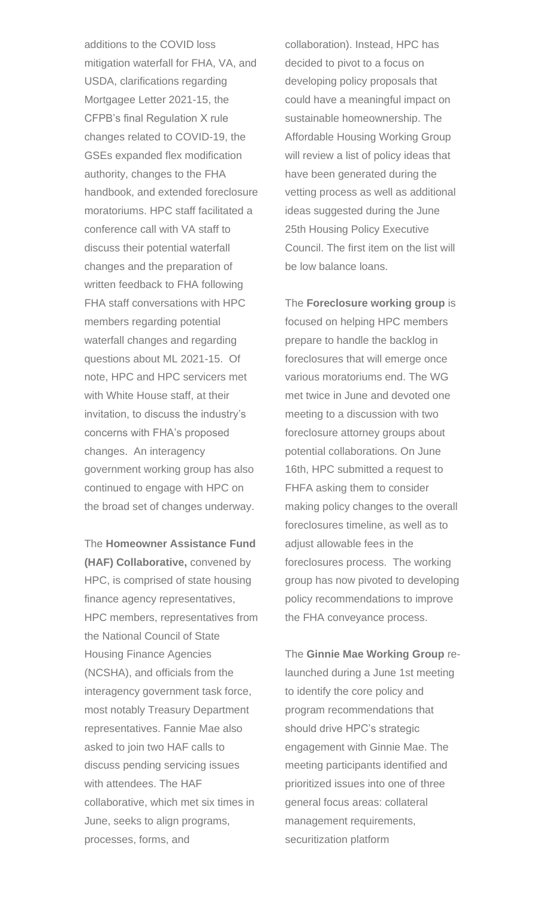additions to the COVID loss mitigation waterfall for FHA, VA, and USDA, clarifications regarding Mortgagee Letter 2021-15, the CFPB's final Regulation X rule changes related to COVID-19, the GSEs expanded flex modification authority, changes to the FHA handbook, and extended foreclosure moratoriums. HPC staff facilitated a conference call with VA staff to discuss their potential waterfall changes and the preparation of written feedback to FHA following FHA staff conversations with HPC members regarding potential waterfall changes and regarding questions about ML 2021-15. Of note, HPC and HPC servicers met with White House staff, at their invitation, to discuss the industry's concerns with FHA's proposed changes. An interagency government working group has also continued to engage with HPC on the broad set of changes underway.

The **Homeowner Assistance Fund (HAF) Collaborative,** convened by HPC, is comprised of state housing finance agency representatives, HPC members, representatives from the National Council of State Housing Finance Agencies (NCSHA), and officials from the interagency government task force, most notably Treasury Department representatives. Fannie Mae also asked to join two HAF calls to discuss pending servicing issues with attendees. The HAF collaborative, which met six times in June, seeks to align programs, processes, forms, and collaboration). Instead, HPC has decided to pivot to a focus on developing policy proposals that could have a meaningful impact on sustainable homeownership. The Affordable Housing Working Group will review a list of policy ideas that have been generated during the vetting process as well as additional ideas suggested during the June 25th Housing Policy Executive Council. The first item on the list will be low balance loans.

The **Foreclosure working group** is focused on helping HPC members prepare to handle the backlog in foreclosures that will emerge once various moratoriums end. The WG met twice in June and devoted one meeting to a discussion with two foreclosure attorney groups about potential collaborations. On June 16th, HPC submitted a request to FHFA asking them to consider making policy changes to the overall foreclosures timeline, as well as to adjust allowable fees in the foreclosures process. The working group has now pivoted to developing policy recommendations to improve the FHA conveyance process.

The **Ginnie Mae Working Group** re-launched during a June 1st meeting to identify the core policy and program recommendations that should drive HPC's strategic engagement with Ginnie Mae. The meeting participants identified and prioritized issues into one of three general focus areas: collateral management requirements, securitization platform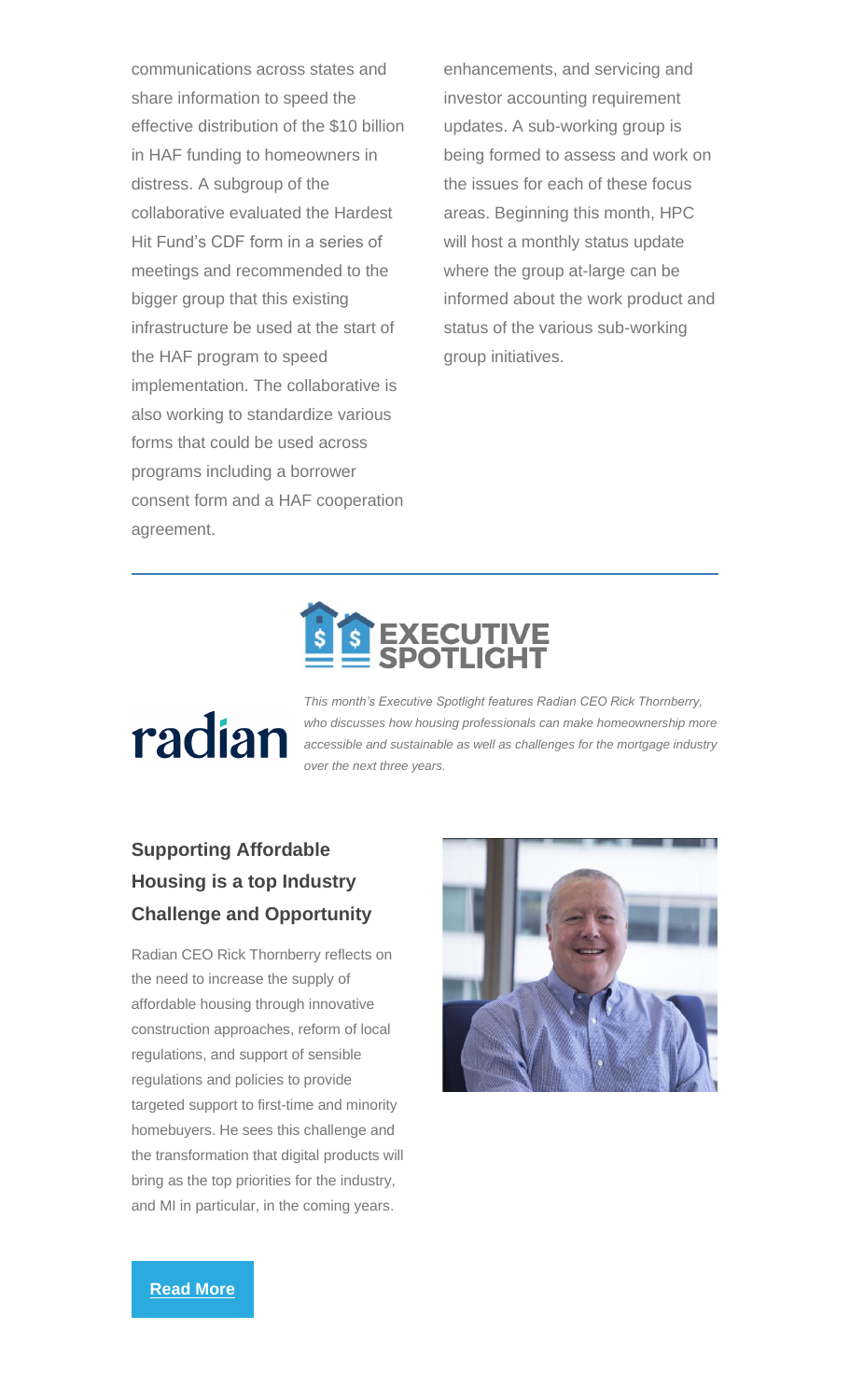communications across states and share information to speed the effective distribution of the $10 billion in HAF funding to homeowners in distress. A subgroup of the collaborative evaluated the Hardest Hit Fund's CDF form in a series of meetings and recommended to the bigger group that this existing infrastructure be used at the start of the HAF program to speed implementation. The collaborative is also working to standardize various forms that could be used across programs including a borrower consent form and a HAF cooperation agreement.

enhancements, and servicing and investor accounting requirement updates. A sub-working group is being formed to assess and work on the issues for each of these focus areas. Beginning this month, HPC will host a monthly status update where the group at-large can be informed about the work product and status of the various sub-working group initiatives.

---

## EXECUTIVE SPOTLIGHT

radian

*This month's Executive Spotlight features Radian CEO Rick Thornberry, who discusses how housing professionals can make homeownership more accessible and sustainable as well as challenges for the mortgage industry over the next three years.*

### Supporting Affordable Housing is a top Industry Challenge and Opportunity

Radian CEO Rick Thornberry reflects on the need to increase the supply of affordable housing through innovative construction approaches, reform of local regulations, and support of sensible regulations and policies to provide targeted support to first-time and minority homebuyers. He sees this challenge and the transformation that digital products will bring as the top priorities for the industry, and MI in particular, in the coming years.

**Read More**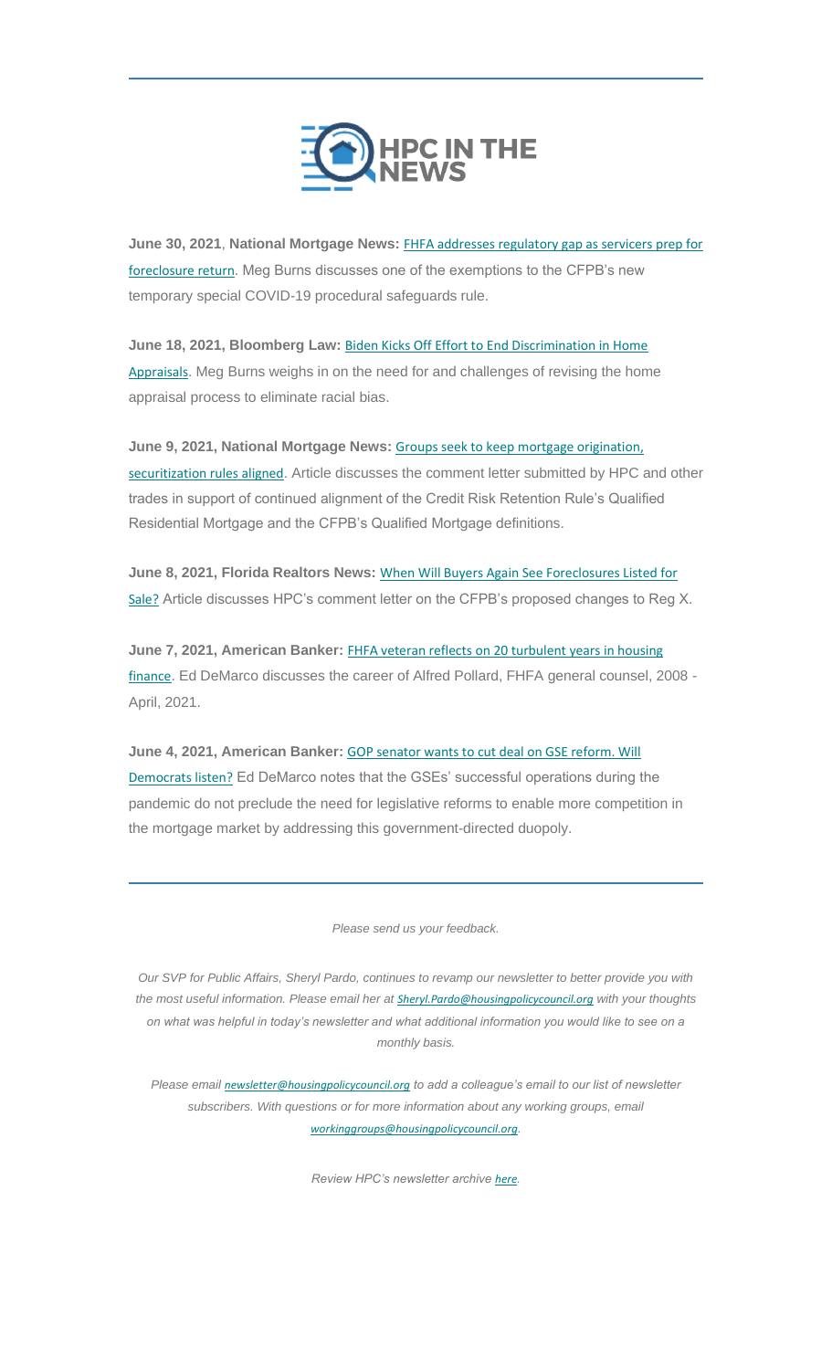# HPC IN THE NEWS

**June 30, 2021**, **National Mortgage News:** FHFA addresses regulatory gap as servicers prep for foreclosure return. Meg Burns discusses one of the exemptions to the CFPB's new temporary special COVID-19 procedural safeguards rule.

**June 18, 2021, Bloomberg Law:** Biden Kicks Off Effort to End Discrimination in Home Appraisals. Meg Burns weighs in on the need for and challenges of revising the home appraisal process to eliminate racial bias.

**June 9, 2021, National Mortgage News:** Groups seek to keep mortgage origination, securitization rules aligned. Article discusses the comment letter submitted by HPC and other trades in support of continued alignment of the Credit Risk Retention Rule's Qualified Residential Mortgage and the CFPB's Qualified Mortgage definitions.

**June 8, 2021, Florida Realtors News:** When Will Buyers Again See Foreclosures Listed for Sale? Article discusses HPC's comment letter on the CFPB's proposed changes to Reg X.

**June 7, 2021, American Banker:** FHFA veteran reflects on 20 turbulent years in housing finance. Ed DeMarco discusses the career of Alfred Pollard, FHFA general counsel, 2008 - April, 2021.

**June 4, 2021, American Banker:** GOP senator wants to cut deal on GSE reform. Will Democrats listen? Ed DeMarco notes that the GSEs' successful operations during the pandemic do not preclude the need for legislative reforms to enable more competition in the mortgage market by addressing this government-directed duopoly.

---

*Please send us your feedback.*

*Our SVP for Public Affairs, Sheryl Pardo, continues to revamp our newsletter to better provide you with the most useful information. Please email her at Sheryl.Pardo@housingpolicycouncil.org with your thoughts on what was helpful in today's newsletter and what additional information you would like to see on a monthly basis.*

*Please email newsletter@housingpolicycouncil.org to add a colleague's email to our list of newsletter subscribers. With questions or for more information about any working groups, email workinggroups@housingpolicycouncil.org.*

*Review HPC's newsletter archive here.*